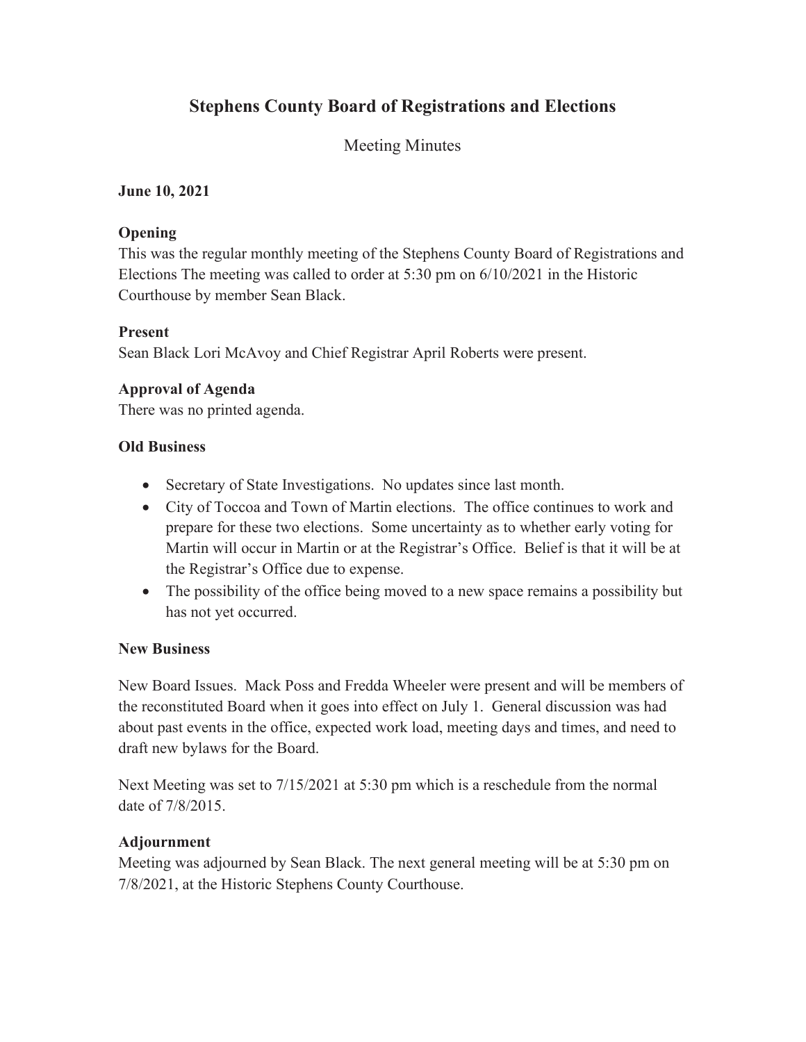# Stephens County Board of Registrations and Elections

Meeting Minutes

**June 10, 2021**

### Opening

This was the regular monthly meeting of the Stephens County Board of Registrations and Elections The meeting was called to order at 5:30 pm on 6/10/2021 in the Historic Courthouse by member Sean Black.

### Present

Sean Black Lori McAvoy and Chief Registrar April Roberts were present.

### Approval of Agenda

There was no printed agenda.

### Old Business

- Secretary of State Investigations. No updates since last month.
- City of Toccoa and Town of Martin elections. The office continues to work and prepare for these two elections. Some uncertainty as to whether early voting for Martin will occur in Martin or at the Registrar's Office. Belief is that it will be at the Registrar's Office due to expense.
- The possibility of the office being moved to a new space remains a possibility but has not yet occurred.

### New Business

New Board Issues. Mack Poss and Fredda Wheeler were present and will be members of the reconstituted Board when it goes into effect on July 1. General discussion was had about past events in the office, expected work load, meeting days and times, and need to draft new bylaws for the Board.

Next Meeting was set to 7/15/2021 at 5:30 pm which is a reschedule from the normal date of 7/8/2015.

### Adjournment

Meeting was adjourned by Sean Black. The next general meeting will be at 5:30 pm on 7/8/2021, at the Historic Stephens County Courthouse.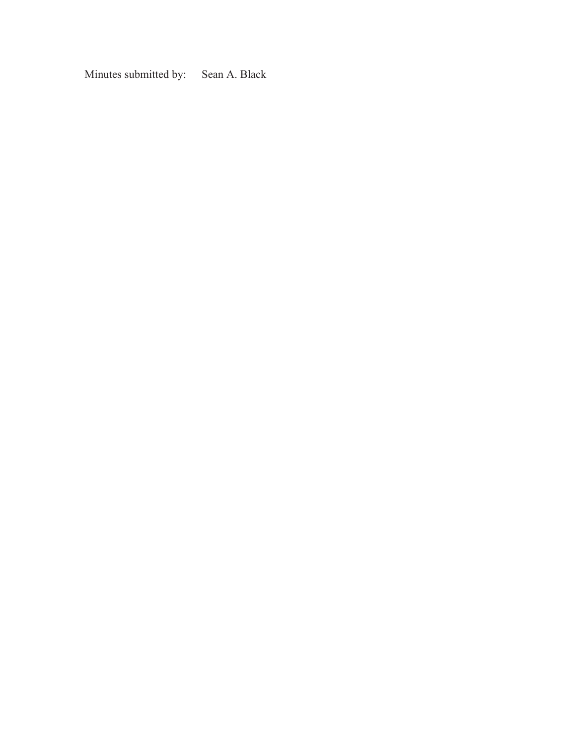Minutes submitted by: Sean A. Black